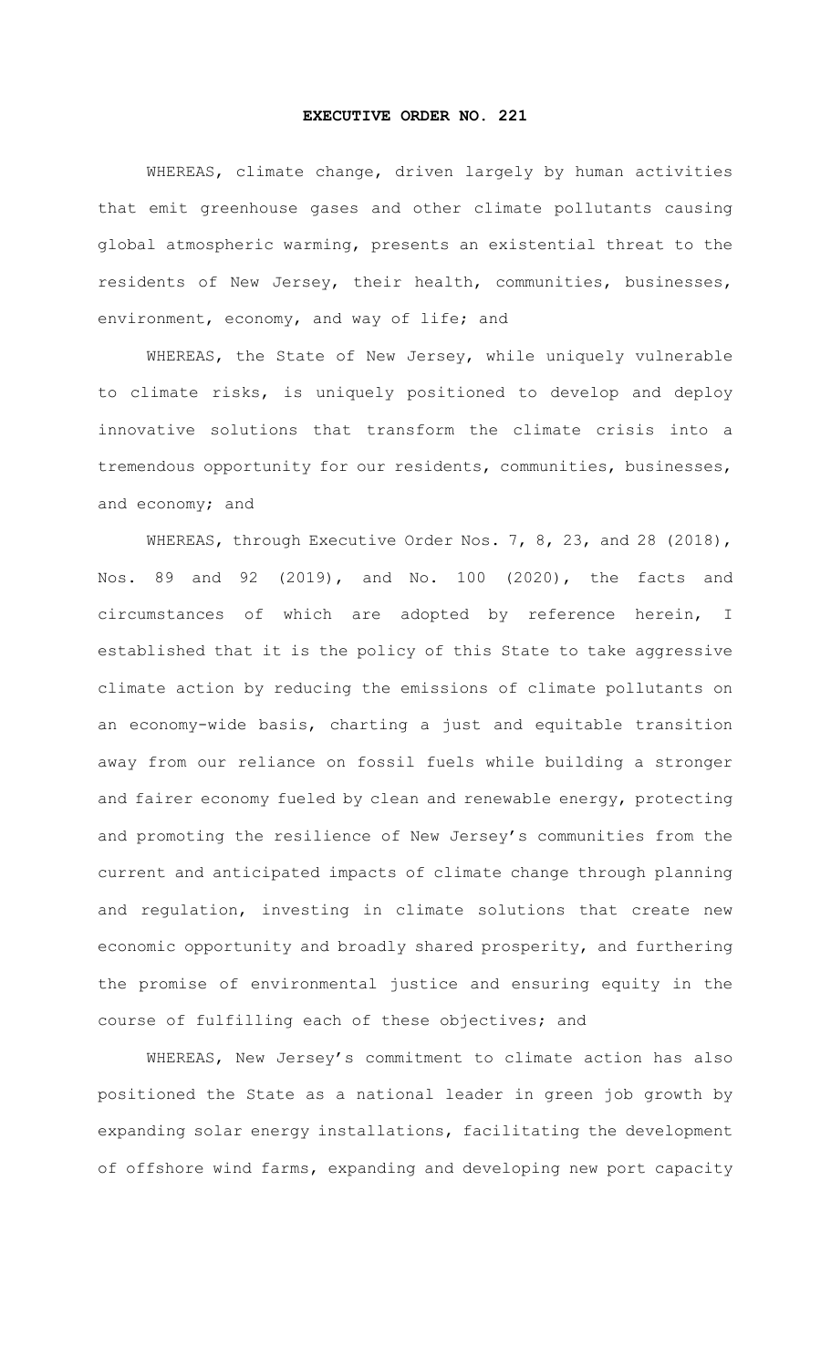# EXECUTIVE ORDER NO. 221

WHEREAS, climate change, driven largely by human activities that emit greenhouse gases and other climate pollutants causing global atmospheric warming, presents an existential threat to the residents of New Jersey, their health, communities, businesses, environment, economy, and way of life; and

WHEREAS, the State of New Jersey, while uniquely vulnerable to climate risks, is uniquely positioned to develop and deploy innovative solutions that transform the climate crisis into a tremendous opportunity for our residents, communities, businesses, and economy; and

WHEREAS, through Executive Order Nos. 7, 8, 23, and 28 (2018), Nos. 89 and 92 (2019), and No. 100 (2020), the facts and circumstances of which are adopted by reference herein, I established that it is the policy of this State to take aggressive climate action by reducing the emissions of climate pollutants on an economy-wide basis, charting a just and equitable transition away from our reliance on fossil fuels while building a stronger and fairer economy fueled by clean and renewable energy, protecting and promoting the resilience of New Jersey's communities from the current and anticipated impacts of climate change through planning and regulation, investing in climate solutions that create new economic opportunity and broadly shared prosperity, and furthering the promise of environmental justice and ensuring equity in the course of fulfilling each of these objectives; and

WHEREAS, New Jersey's commitment to climate action has also positioned the State as a national leader in green job growth by expanding solar energy installations, facilitating the development of offshore wind farms, expanding and developing new port capacity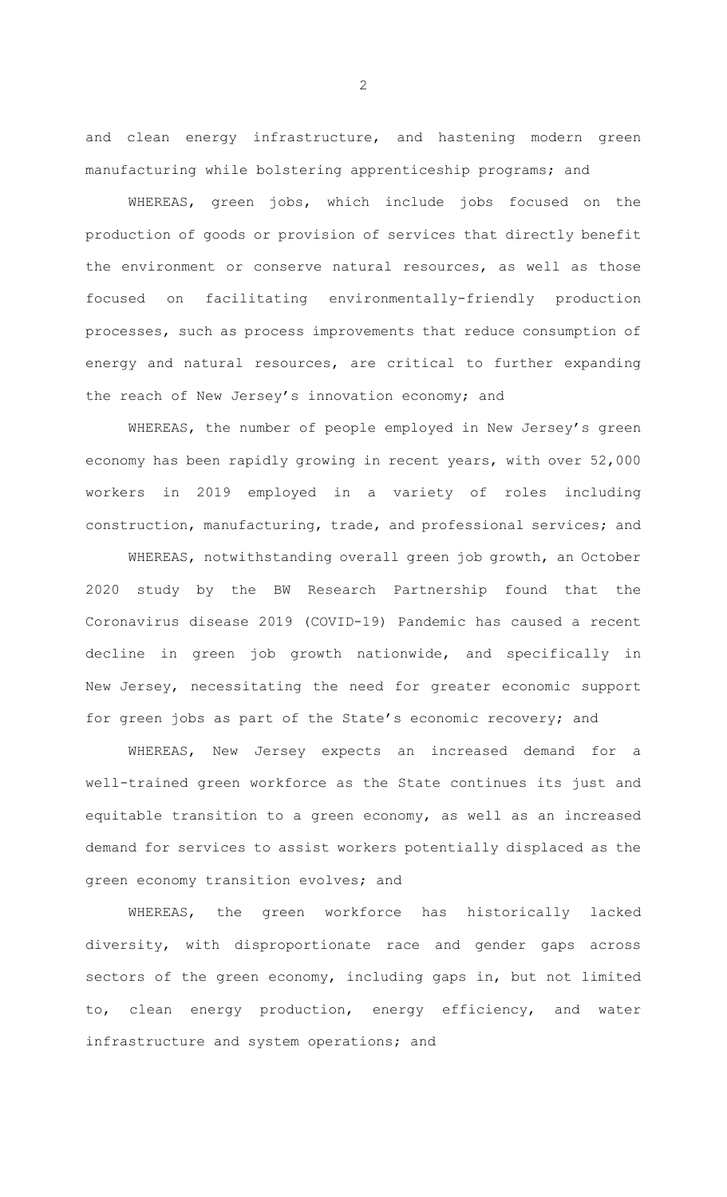and clean energy infrastructure, and hastening modern green manufacturing while bolstering apprenticeship programs; and

WHEREAS, green jobs, which include jobs focused on the production of goods or provision of services that directly benefit the environment or conserve natural resources, as well as those focused on facilitating environmentally-friendly production processes, such as process improvements that reduce consumption of energy and natural resources, are critical to further expanding the reach of New Jersey's innovation economy; and

WHEREAS, the number of people employed in New Jersey's green economy has been rapidly growing in recent years, with over 52,000 workers in 2019 employed in a variety of roles including construction, manufacturing, trade, and professional services; and

WHEREAS, notwithstanding overall green job growth, an October 2020 study by the BW Research Partnership found that the Coronavirus disease 2019 (COVID-19) Pandemic has caused a recent decline in green job growth nationwide, and specifically in New Jersey, necessitating the need for greater economic support for green jobs as part of the State's economic recovery; and

WHEREAS, New Jersey expects an increased demand for a well-trained green workforce as the State continues its just and equitable transition to a green economy, as well as an increased demand for services to assist workers potentially displaced as the green economy transition evolves; and

WHEREAS, the green workforce has historically lacked diversity, with disproportionate race and gender gaps across sectors of the green economy, including gaps in, but not limited to, clean energy production, energy efficiency, and water infrastructure and system operations; and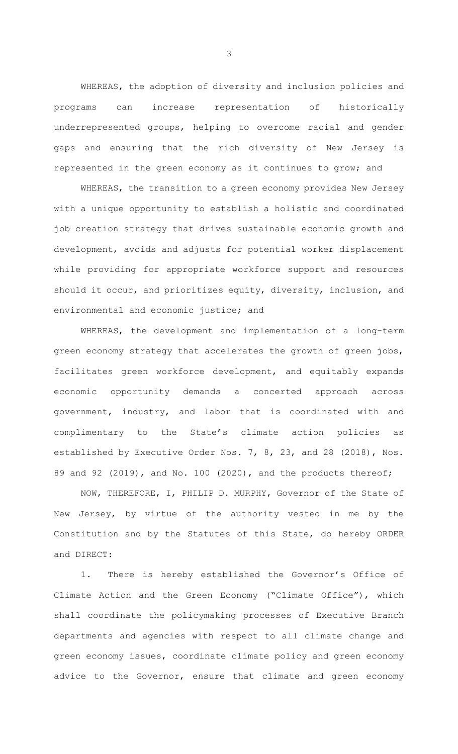WHEREAS, the adoption of diversity and inclusion policies and programs can increase representation of historically underrepresented groups, helping to overcome racial and gender gaps and ensuring that the rich diversity of New Jersey is represented in the green economy as it continues to grow; and

WHEREAS, the transition to a green economy provides New Jersey with a unique opportunity to establish a holistic and coordinated job creation strategy that drives sustainable economic growth and development, avoids and adjusts for potential worker displacement while providing for appropriate workforce support and resources should it occur, and prioritizes equity, diversity, inclusion, and environmental and economic justice; and

WHEREAS, the development and implementation of a long-term green economy strategy that accelerates the growth of green jobs, facilitates green workforce development, and equitably expands economic opportunity demands a concerted approach across government, industry, and labor that is coordinated with and complimentary to the State's climate action policies as established by Executive Order Nos. 7, 8, 23, and 28 (2018), Nos. 89 and 92 (2019), and No. 100 (2020), and the products thereof;

NOW, THEREFORE, I, PHILIP D. MURPHY, Governor of the State of New Jersey, by virtue of the authority vested in me by the Constitution and by the Statutes of this State, do hereby ORDER and DIRECT:

1. There is hereby established the Governor's Office of Climate Action and the Green Economy ("Climate Office"), which shall coordinate the policymaking processes of Executive Branch departments and agencies with respect to all climate change and green economy issues, coordinate climate policy and green economy advice to the Governor, ensure that climate and green economy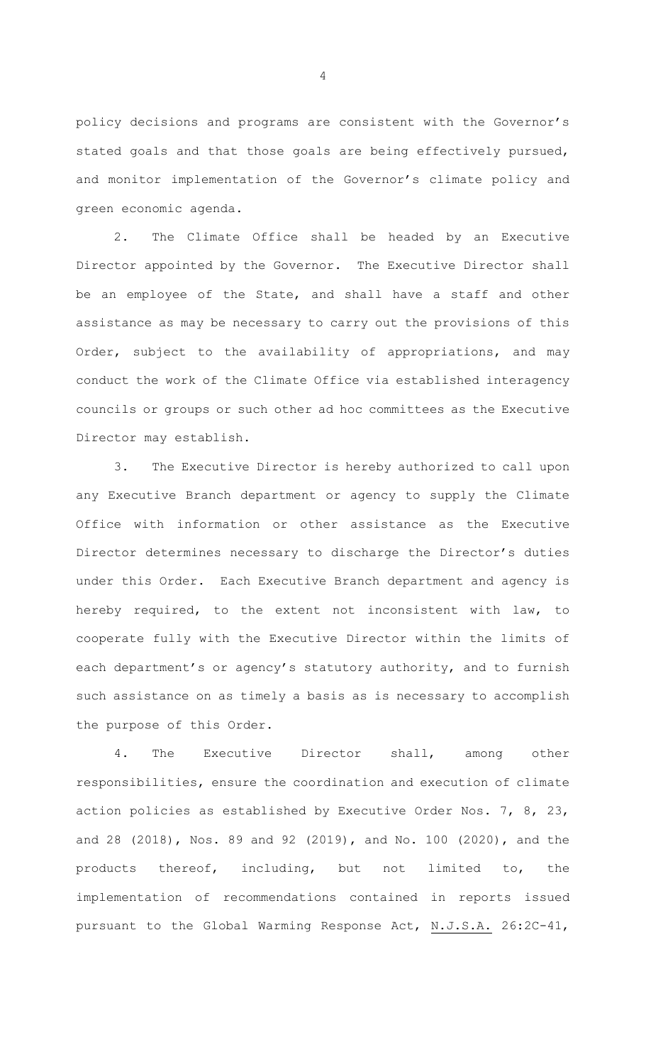policy decisions and programs are consistent with the Governor's stated goals and that those goals are being effectively pursued, and monitor implementation of the Governor's climate policy and green economic agenda.

2. The Climate Office shall be headed by an Executive Director appointed by the Governor. The Executive Director shall be an employee of the State, and shall have a staff and other assistance as may be necessary to carry out the provisions of this Order, subject to the availability of appropriations, and may conduct the work of the Climate Office via established interagency councils or groups or such other ad hoc committees as the Executive Director may establish.

3. The Executive Director is hereby authorized to call upon any Executive Branch department or agency to supply the Climate Office with information or other assistance as the Executive Director determines necessary to discharge the Director's duties under this Order. Each Executive Branch department and agency is hereby required, to the extent not inconsistent with law, to cooperate fully with the Executive Director within the limits of each department's or agency's statutory authority, and to furnish such assistance on as timely a basis as is necessary to accomplish the purpose of this Order.

4. The Executive Director shall, among other responsibilities, ensure the coordination and execution of climate action policies as established by Executive Order Nos. 7, 8, 23, and 28 (2018), Nos. 89 and 92 (2019), and No. 100 (2020), and the products thereof, including, but not limited to, the implementation of recommendations contained in reports issued pursuant to the Global Warming Response Act, N.J.S.A. 26:2C-41,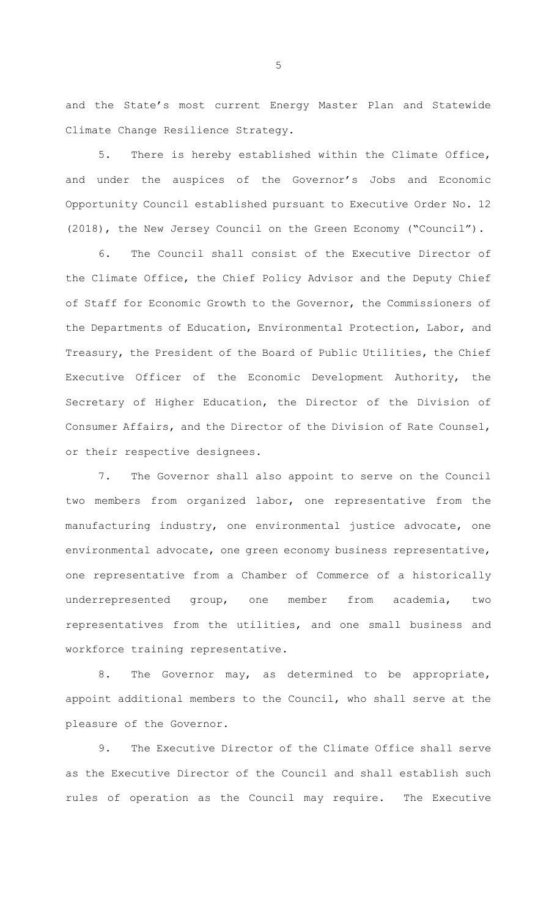and the State's most current Energy Master Plan and Statewide Climate Change Resilience Strategy.

5. There is hereby established within the Climate Office, and under the auspices of the Governor's Jobs and Economic Opportunity Council established pursuant to Executive Order No. 12 (2018), the New Jersey Council on the Green Economy ("Council").

6. The Council shall consist of the Executive Director of the Climate Office, the Chief Policy Advisor and the Deputy Chief of Staff for Economic Growth to the Governor, the Commissioners of the Departments of Education, Environmental Protection, Labor, and Treasury, the President of the Board of Public Utilities, the Chief Executive Officer of the Economic Development Authority, the Secretary of Higher Education, the Director of the Division of Consumer Affairs, and the Director of the Division of Rate Counsel, or their respective designees.

7. The Governor shall also appoint to serve on the Council two members from organized labor, one representative from the manufacturing industry, one environmental justice advocate, one environmental advocate, one green economy business representative, one representative from a Chamber of Commerce of a historically underrepresented group, one member from academia, two representatives from the utilities, and one small business and workforce training representative.

8. The Governor may, as determined to be appropriate, appoint additional members to the Council, who shall serve at the pleasure of the Governor.

9. The Executive Director of the Climate Office shall serve as the Executive Director of the Council and shall establish such rules of operation as the Council may require. The Executive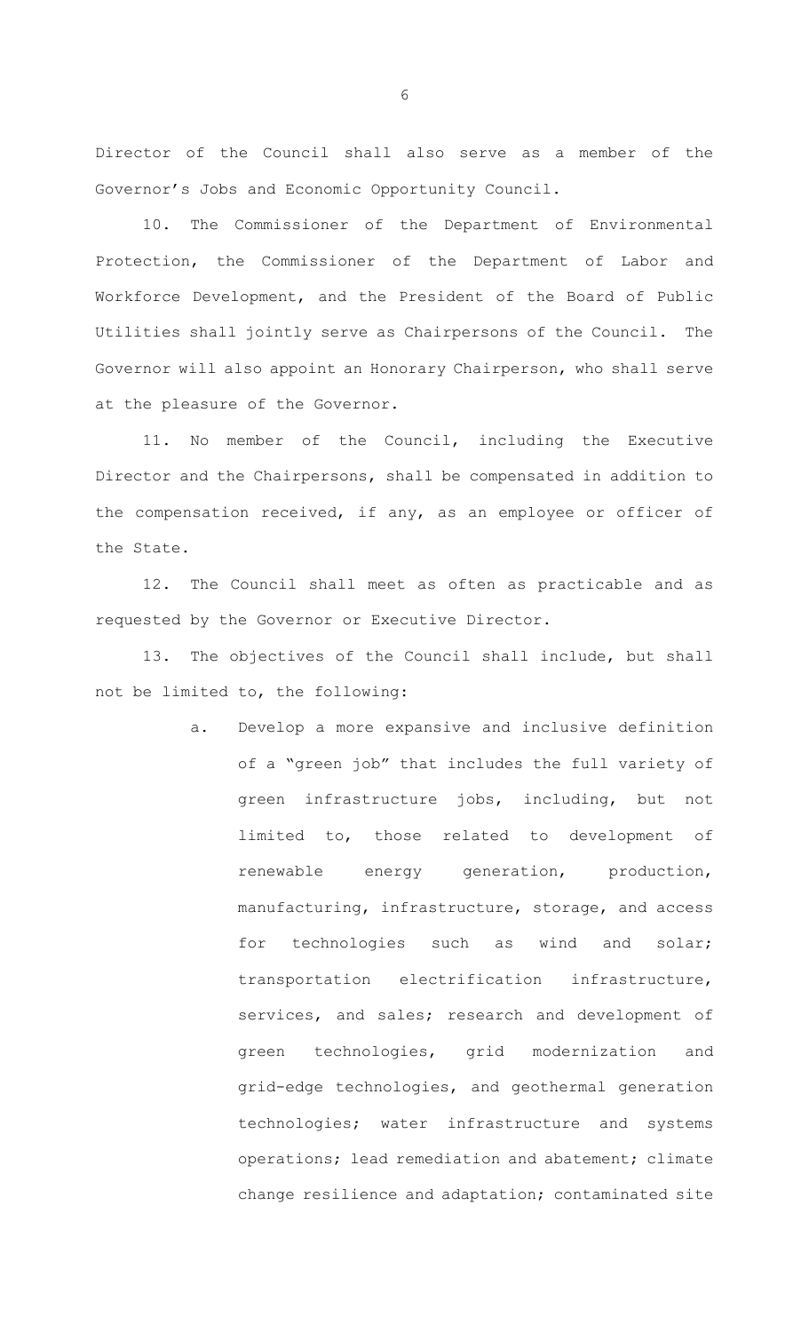Director of the Council shall also serve as a member of the Governor's Jobs and Economic Opportunity Council.

10. The Commissioner of the Department of Environmental Protection, the Commissioner of the Department of Labor and Workforce Development, and the President of the Board of Public Utilities shall jointly serve as Chairpersons of the Council. The Governor will also appoint an Honorary Chairperson, who shall serve at the pleasure of the Governor.

11. No member of the Council, including the Executive Director and the Chairpersons, shall be compensated in addition to the compensation received, if any, as an employee or officer of the State.

12. The Council shall meet as often as practicable and as requested by the Governor or Executive Director.

13. The objectives of the Council shall include, but shall not be limited to, the following:

a. Develop a more expansive and inclusive definition of a "green job" that includes the full variety of green infrastructure jobs, including, but not limited to, those related to development of renewable energy generation, production, manufacturing, infrastructure, storage, and access for technologies such as wind and solar; transportation electrification infrastructure, services, and sales; research and development of green technologies, grid modernization and grid-edge technologies, and geothermal generation technologies; water infrastructure and systems operations; lead remediation and abatement; climate change resilience and adaptation; contaminated site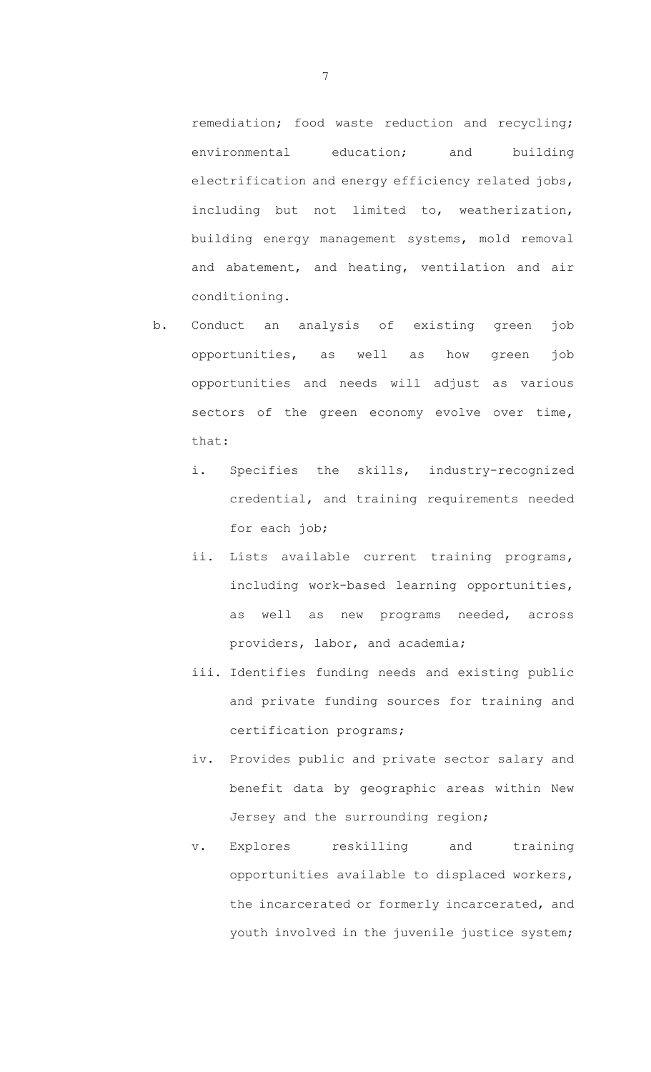remediation; food waste reduction and recycling; environmental education; and building electrification and energy efficiency related jobs, including but not limited to, weatherization, building energy management systems, mold removal and abatement, and heating, ventilation and air conditioning.

b. Conduct an analysis of existing green job opportunities, as well as how green job opportunities and needs will adjust as various sectors of the green economy evolve over time, that:

   i. Specifies the skills, industry-recognized credential, and training requirements needed for each job;

   ii. Lists available current training programs, including work-based learning opportunities, as well as new programs needed, across providers, labor, and academia;

   iii. Identifies funding needs and existing public and private funding sources for training and certification programs;

   iv. Provides public and private sector salary and benefit data by geographic areas within New Jersey and the surrounding region;

   v. Explores reskilling and training opportunities available to displaced workers, the incarcerated or formerly incarcerated, and youth involved in the juvenile justice system;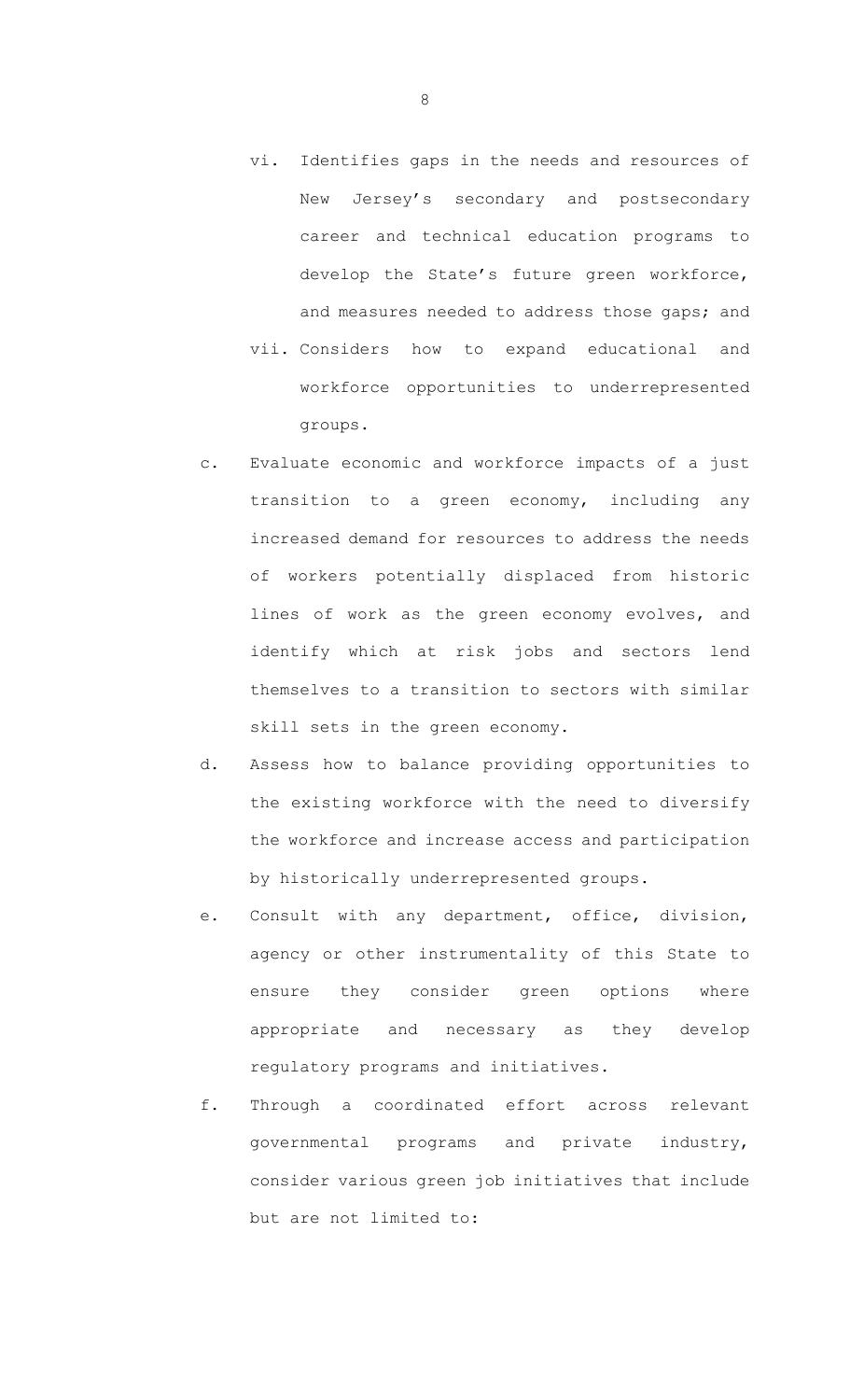vi. Identifies gaps in the needs and resources of New Jersey's secondary and postsecondary career and technical education programs to develop the State's future green workforce, and measures needed to address those gaps; and

vii. Considers how to expand educational and workforce opportunities to underrepresented groups.

c. Evaluate economic and workforce impacts of a just transition to a green economy, including any increased demand for resources to address the needs of workers potentially displaced from historic lines of work as the green economy evolves, and identify which at risk jobs and sectors lend themselves to a transition to sectors with similar skill sets in the green economy.

d. Assess how to balance providing opportunities to the existing workforce with the need to diversify the workforce and increase access and participation by historically underrepresented groups.

e. Consult with any department, office, division, agency or other instrumentality of this State to ensure they consider green options where appropriate and necessary as they develop regulatory programs and initiatives.

f. Through a coordinated effort across relevant governmental programs and private industry, consider various green job initiatives that include but are not limited to: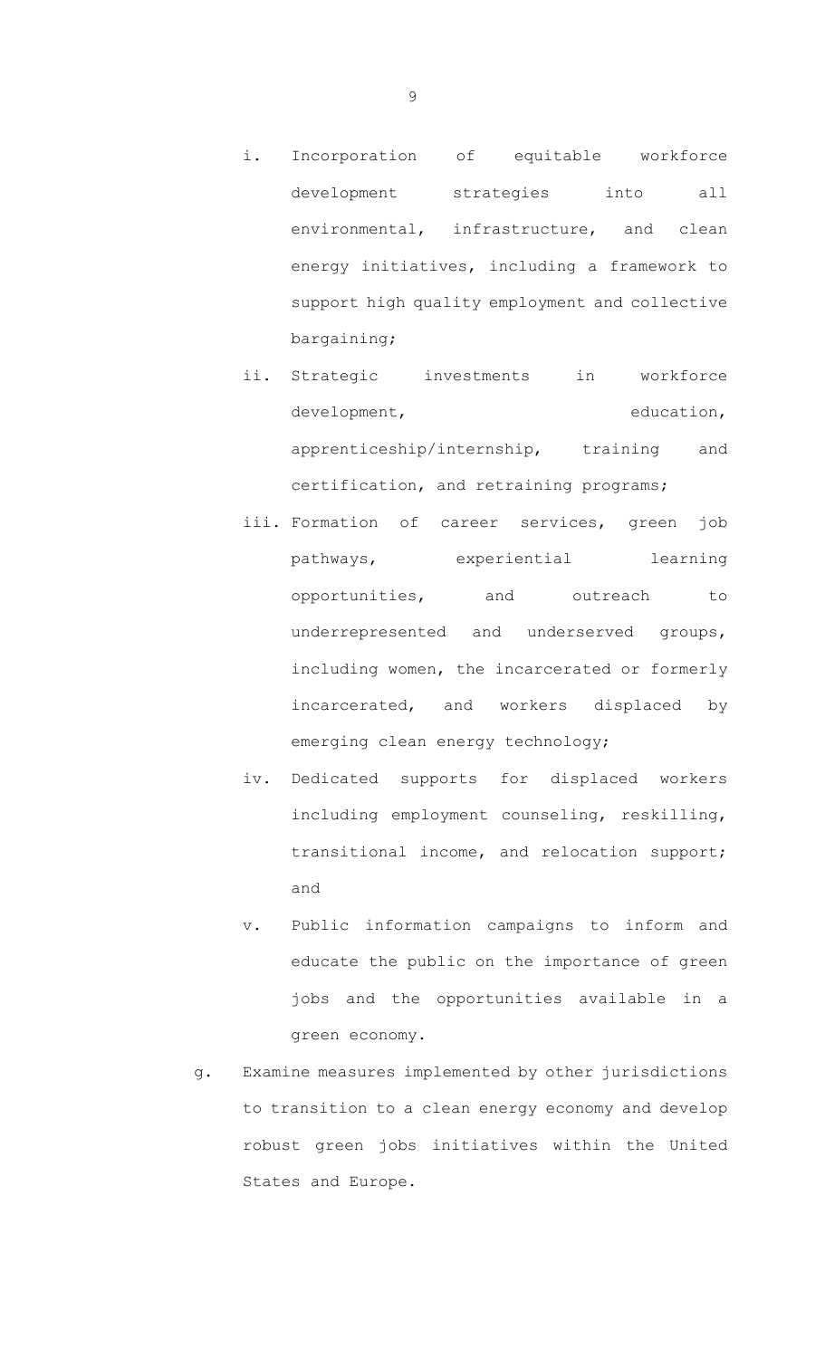i. Incorporation of equitable workforce development strategies into all environmental, infrastructure, and clean energy initiatives, including a framework to support high quality employment and collective bargaining;

ii. Strategic investments in workforce development, education, apprenticeship/internship, training and certification, and retraining programs;

iii. Formation of career services, green job pathways, experiential learning opportunities, and outreach to underrepresented and underserved groups, including women, the incarcerated or formerly incarcerated, and workers displaced by emerging clean energy technology;

iv. Dedicated supports for displaced workers including employment counseling, reskilling, transitional income, and relocation support; and

v. Public information campaigns to inform and educate the public on the importance of green jobs and the opportunities available in a green economy.

g. Examine measures implemented by other jurisdictions to transition to a clean energy economy and develop robust green jobs initiatives within the United States and Europe.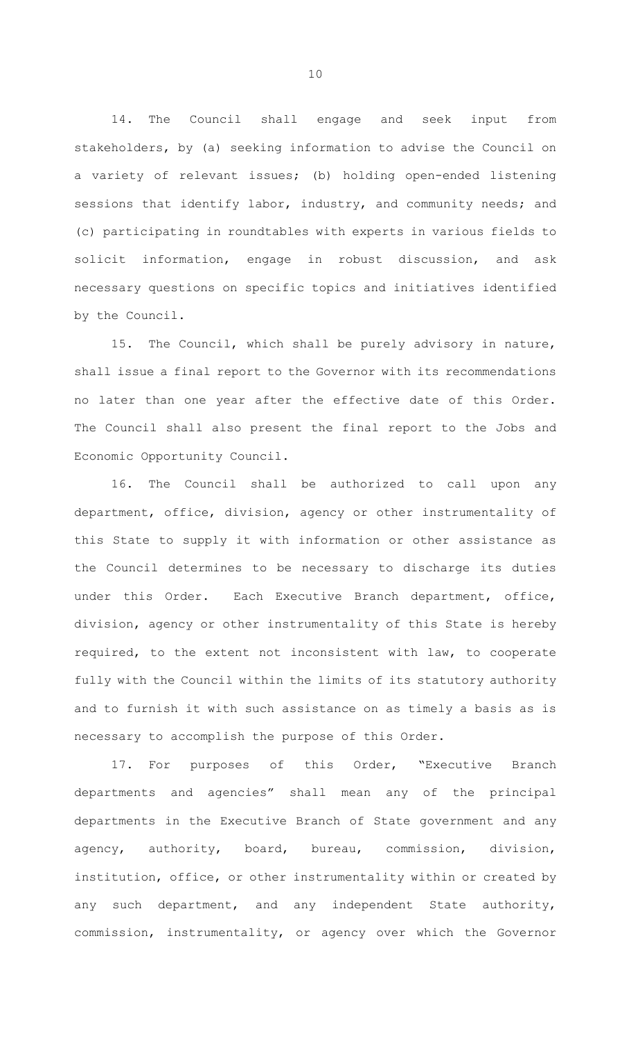14. The Council shall engage and seek input from stakeholders, by (a) seeking information to advise the Council on a variety of relevant issues; (b) holding open-ended listening sessions that identify labor, industry, and community needs; and (c) participating in roundtables with experts in various fields to solicit information, engage in robust discussion, and ask necessary questions on specific topics and initiatives identified by the Council.

15. The Council, which shall be purely advisory in nature, shall issue a final report to the Governor with its recommendations no later than one year after the effective date of this Order. The Council shall also present the final report to the Jobs and Economic Opportunity Council.

16. The Council shall be authorized to call upon any department, office, division, agency or other instrumentality of this State to supply it with information or other assistance as the Council determines to be necessary to discharge its duties under this Order. Each Executive Branch department, office, division, agency or other instrumentality of this State is hereby required, to the extent not inconsistent with law, to cooperate fully with the Council within the limits of its statutory authority and to furnish it with such assistance on as timely a basis as is necessary to accomplish the purpose of this Order.

17. For purposes of this Order, "Executive Branch departments and agencies" shall mean any of the principal departments in the Executive Branch of State government and any agency, authority, board, bureau, commission, division, institution, office, or other instrumentality within or created by any such department, and any independent State authority, commission, instrumentality, or agency over which the Governor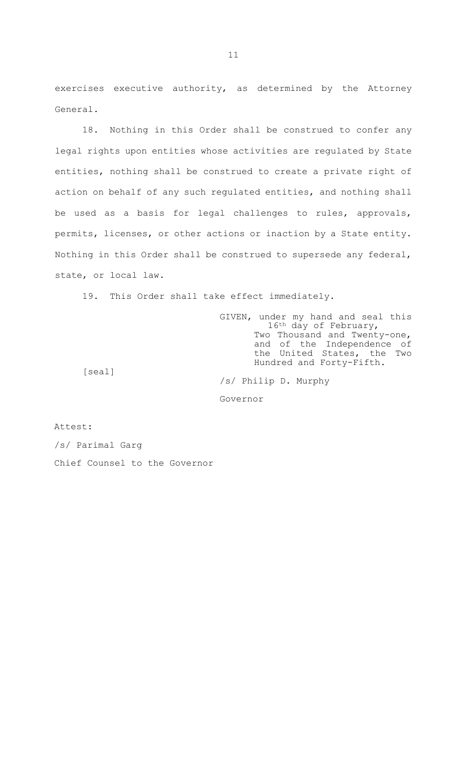exercises executive authority, as determined by the Attorney General.

18. Nothing in this Order shall be construed to confer any legal rights upon entities whose activities are regulated by State entities, nothing shall be construed to create a private right of action on behalf of any such regulated entities, and nothing shall be used as a basis for legal challenges to rules, approvals, permits, licenses, or other actions or inaction by a State entity. Nothing in this Order shall be construed to supersede any federal, state, or local law.

19. This Order shall take effect immediately.

GIVEN, under my hand and seal this 16th day of February, Two Thousand and Twenty-one, and of the Independence of the United States, the Two Hundred and Forty-Fifth.

[seal]

/s/ Philip D. Murphy

Governor

Attest:

/s/ Parimal Garg

Chief Counsel to the Governor